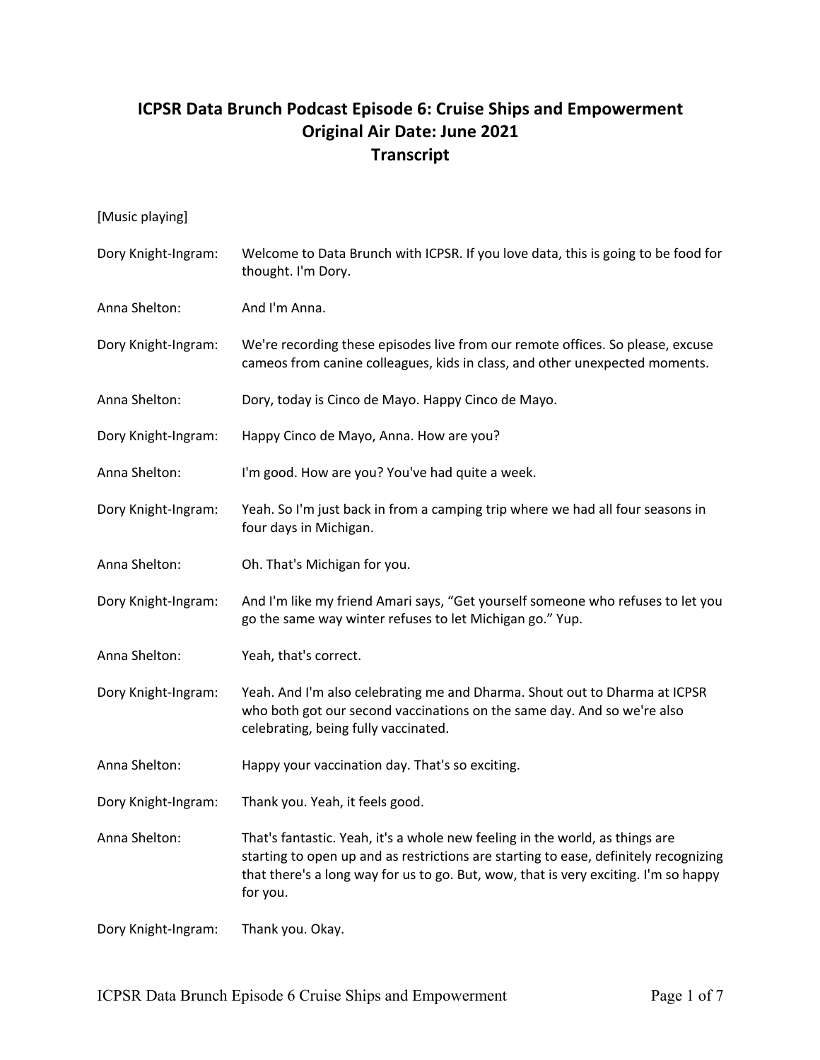# ICPSR Data Brunch Podcast Episode 6: Cruise Ships and Empowerment
## Original Air Date: June 2021
## Transcript

[Music playing]

**Dory Knight-Ingram:** Welcome to Data Brunch with ICPSR. If you love data, this is going to be food for thought. I'm Dory.

**Anna Shelton:** And I'm Anna.

**Dory Knight-Ingram:** We're recording these episodes live from our remote offices. So please, excuse cameos from canine colleagues, kids in class, and other unexpected moments.

**Anna Shelton:** Dory, today is Cinco de Mayo. Happy Cinco de Mayo.

**Dory Knight-Ingram:** Happy Cinco de Mayo, Anna. How are you?

**Anna Shelton:** I'm good. How are you? You've had quite a week.

**Dory Knight-Ingram:** Yeah. So I'm just back in from a camping trip where we had all four seasons in four days in Michigan.

**Anna Shelton:** Oh. That's Michigan for you.

**Dory Knight-Ingram:** And I'm like my friend Amari says, "Get yourself someone who refuses to let you go the same way winter refuses to let Michigan go." Yup.

**Anna Shelton:** Yeah, that's correct.

**Dory Knight-Ingram:** Yeah. And I'm also celebrating me and Dharma. Shout out to Dharma at ICPSR who both got our second vaccinations on the same day. And so we're also celebrating, being fully vaccinated.

**Anna Shelton:** Happy your vaccination day. That's so exciting.

**Dory Knight-Ingram:** Thank you. Yeah, it feels good.

**Anna Shelton:** That's fantastic. Yeah, it's a whole new feeling in the world, as things are starting to open up and as restrictions are starting to ease, definitely recognizing that there's a long way for us to go. But, wow, that is very exciting. I'm so happy for you.

**Dory Knight-Ingram:** Thank you. Okay.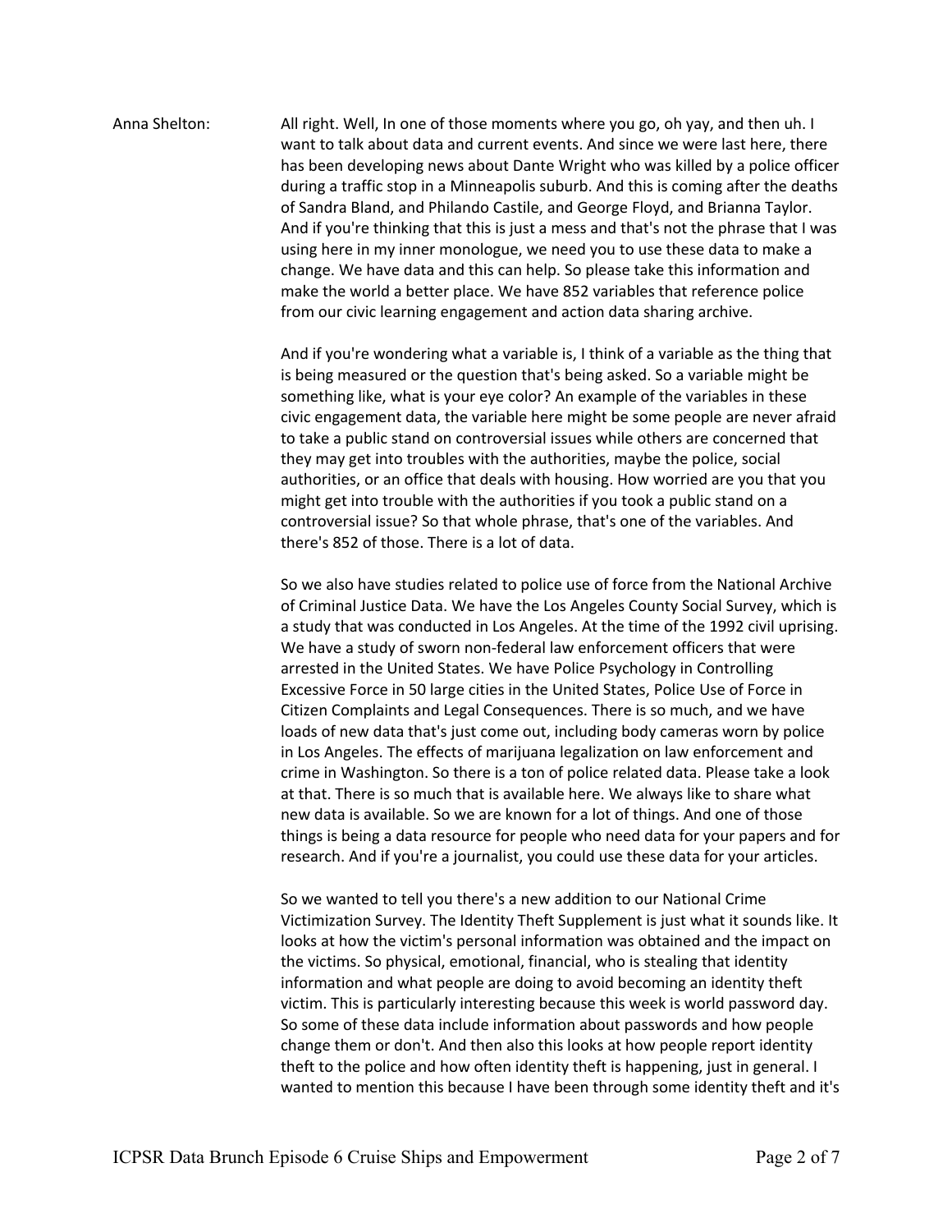Anna Shelton: All right. Well, In one of those moments where you go, oh yay, and then uh. I want to talk about data and current events. And since we were last here, there has been developing news about Dante Wright who was killed by a police officer during a traffic stop in a Minneapolis suburb. And this is coming after the deaths of Sandra Bland, and Philando Castile, and George Floyd, and Brianna Taylor. And if you're thinking that this is just a mess and that's not the phrase that I was using here in my inner monologue, we need you to use these data to make a change. We have data and this can help. So please take this information and make the world a better place. We have 852 variables that reference police from our civic learning engagement and action data sharing archive.

And if you're wondering what a variable is, I think of a variable as the thing that is being measured or the question that's being asked. So a variable might be something like, what is your eye color? An example of the variables in these civic engagement data, the variable here might be some people are never afraid to take a public stand on controversial issues while others are concerned that they may get into troubles with the authorities, maybe the police, social authorities, or an office that deals with housing. How worried are you that you might get into trouble with the authorities if you took a public stand on a controversial issue? So that whole phrase, that's one of the variables. And there's 852 of those. There is a lot of data.

So we also have studies related to police use of force from the National Archive of Criminal Justice Data. We have the Los Angeles County Social Survey, which is a study that was conducted in Los Angeles. At the time of the 1992 civil uprising. We have a study of sworn non-federal law enforcement officers that were arrested in the United States. We have Police Psychology in Controlling Excessive Force in 50 large cities in the United States, Police Use of Force in Citizen Complaints and Legal Consequences. There is so much, and we have loads of new data that's just come out, including body cameras worn by police in Los Angeles. The effects of marijuana legalization on law enforcement and crime in Washington. So there is a ton of police related data. Please take a look at that. There is so much that is available here. We always like to share what new data is available. So we are known for a lot of things. And one of those things is being a data resource for people who need data for your papers and for research. And if you're a journalist, you could use these data for your articles.

So we wanted to tell you there's a new addition to our National Crime Victimization Survey. The Identity Theft Supplement is just what it sounds like. It looks at how the victim's personal information was obtained and the impact on the victims. So physical, emotional, financial, who is stealing that identity information and what people are doing to avoid becoming an identity theft victim. This is particularly interesting because this week is world password day. So some of these data include information about passwords and how people change them or don't. And then also this looks at how people report identity theft to the police and how often identity theft is happening, just in general. I wanted to mention this because I have been through some identity theft and it's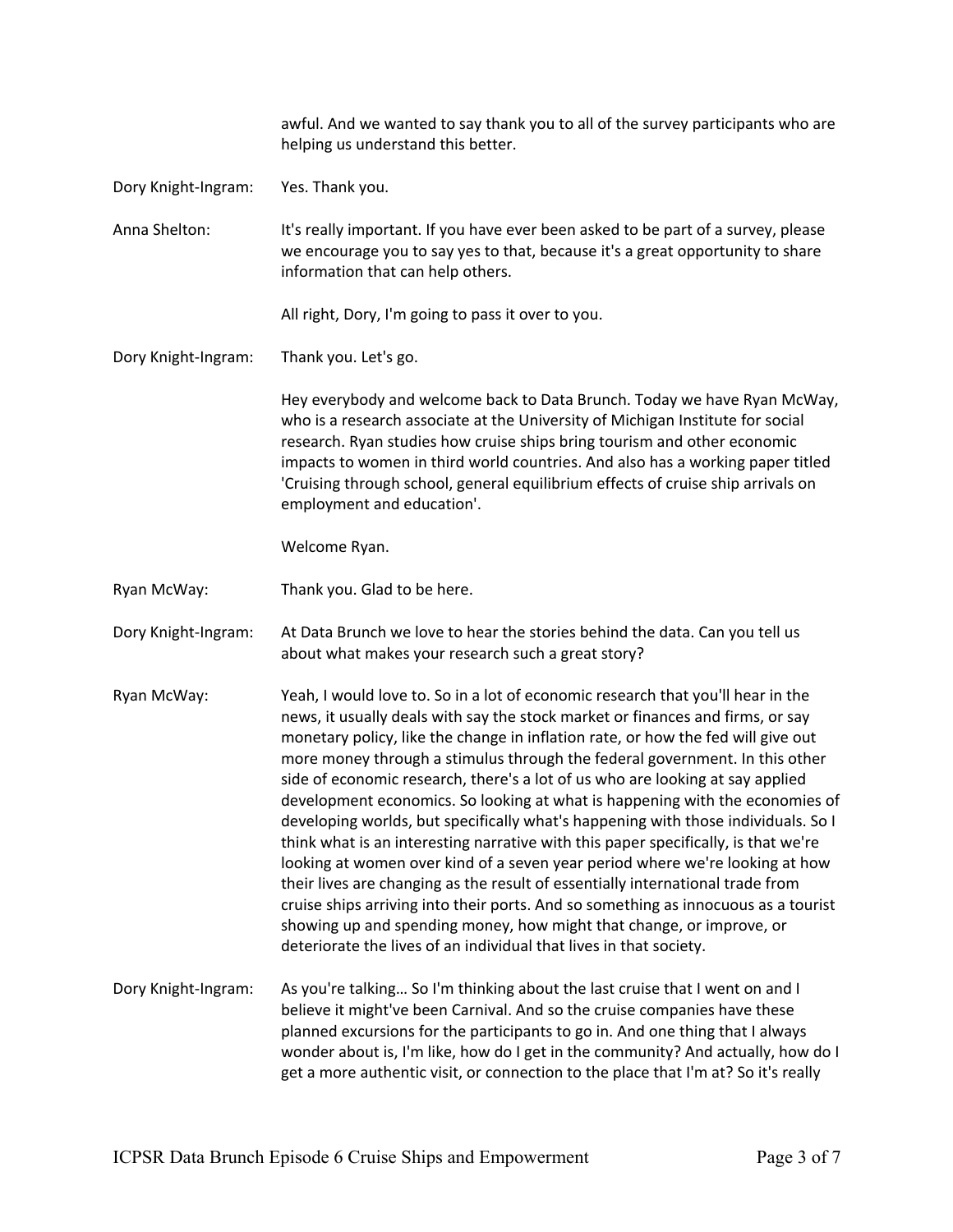awful. And we wanted to say thank you to all of the survey participants who are helping us understand this better.

Dory Knight-Ingram: Yes. Thank you.

Anna Shelton: It's really important. If you have ever been asked to be part of a survey, please we encourage you to say yes to that, because it's a great opportunity to share information that can help others.

All right, Dory, I'm going to pass it over to you.

Dory Knight-Ingram: Thank you. Let's go.

Hey everybody and welcome back to Data Brunch. Today we have Ryan McWay, who is a research associate at the University of Michigan Institute for social research. Ryan studies how cruise ships bring tourism and other economic impacts to women in third world countries. And also has a working paper titled 'Cruising through school, general equilibrium effects of cruise ship arrivals on employment and education'.

Welcome Ryan.

Ryan McWay: Thank you. Glad to be here.

Dory Knight-Ingram: At Data Brunch we love to hear the stories behind the data. Can you tell us about what makes your research such a great story?

Ryan McWay: Yeah, I would love to. So in a lot of economic research that you'll hear in the news, it usually deals with say the stock market or finances and firms, or say monetary policy, like the change in inflation rate, or how the fed will give out more money through a stimulus through the federal government. In this other side of economic research, there's a lot of us who are looking at say applied development economics. So looking at what is happening with the economies of developing worlds, but specifically what's happening with those individuals. So I think what is an interesting narrative with this paper specifically, is that we're looking at women over kind of a seven year period where we're looking at how their lives are changing as the result of essentially international trade from cruise ships arriving into their ports. And so something as innocuous as a tourist showing up and spending money, how might that change, or improve, or deteriorate the lives of an individual that lives in that society.

Dory Knight-Ingram: As you're talking… So I'm thinking about the last cruise that I went on and I believe it might've been Carnival. And so the cruise companies have these planned excursions for the participants to go in. And one thing that I always wonder about is, I'm like, how do I get in the community? And actually, how do I get a more authentic visit, or connection to the place that I'm at? So it's really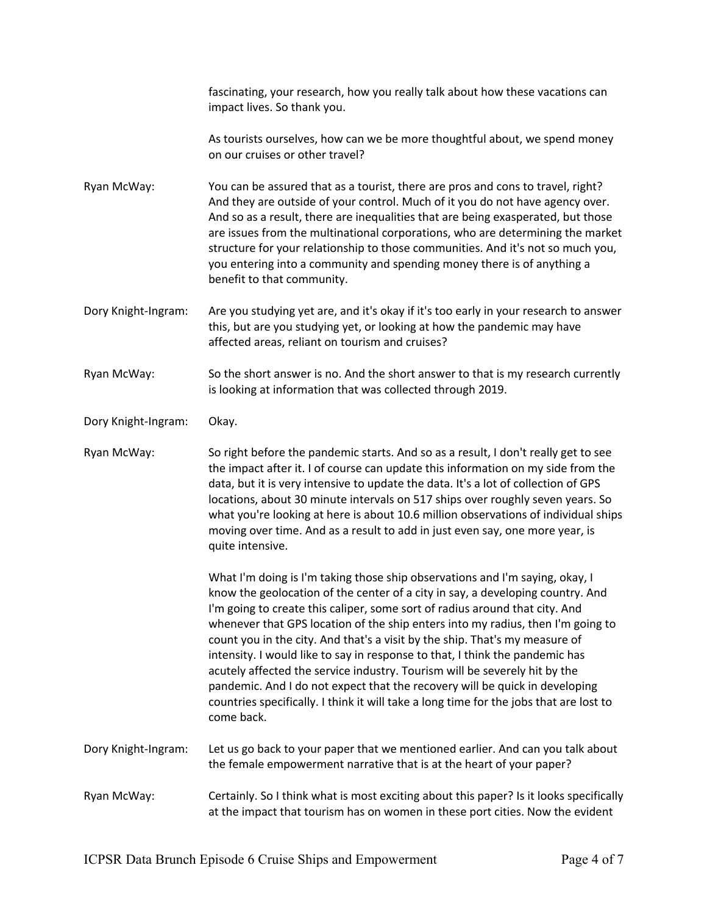fascinating, your research, how you really talk about how these vacations can impact lives. So thank you.

As tourists ourselves, how can we be more thoughtful about, we spend money on our cruises or other travel?

**Ryan McWay:** You can be assured that as a tourist, there are pros and cons to travel, right? And they are outside of your control. Much of it you do not have agency over. And so as a result, there are inequalities that are being exasperated, but those are issues from the multinational corporations, who are determining the market structure for your relationship to those communities. And it's not so much you, you entering into a community and spending money there is of anything a benefit to that community.

**Dory Knight-Ingram:** Are you studying yet are, and it's okay if it's too early in your research to answer this, but are you studying yet, or looking at how the pandemic may have affected areas, reliant on tourism and cruises?

**Ryan McWay:** So the short answer is no. And the short answer to that is my research currently is looking at information that was collected through 2019.

**Dory Knight-Ingram:** Okay.

**Ryan McWay:** So right before the pandemic starts. And so as a result, I don't really get to see the impact after it. I of course can update this information on my side from the data, but it is very intensive to update the data. It's a lot of collection of GPS locations, about 30 minute intervals on 517 ships over roughly seven years. So what you're looking at here is about 10.6 million observations of individual ships moving over time. And as a result to add in just even say, one more year, is quite intensive.

What I'm doing is I'm taking those ship observations and I'm saying, okay, I know the geolocation of the center of a city in say, a developing country. And I'm going to create this caliper, some sort of radius around that city. And whenever that GPS location of the ship enters into my radius, then I'm going to count you in the city. And that's a visit by the ship. That's my measure of intensity. I would like to say in response to that, I think the pandemic has acutely affected the service industry. Tourism will be severely hit by the pandemic. And I do not expect that the recovery will be quick in developing countries specifically. I think it will take a long time for the jobs that are lost to come back.

**Dory Knight-Ingram:** Let us go back to your paper that we mentioned earlier. And can you talk about the female empowerment narrative that is at the heart of your paper?

**Ryan McWay:** Certainly. So I think what is most exciting about this paper? Is it looks specifically at the impact that tourism has on women in these port cities. Now the evident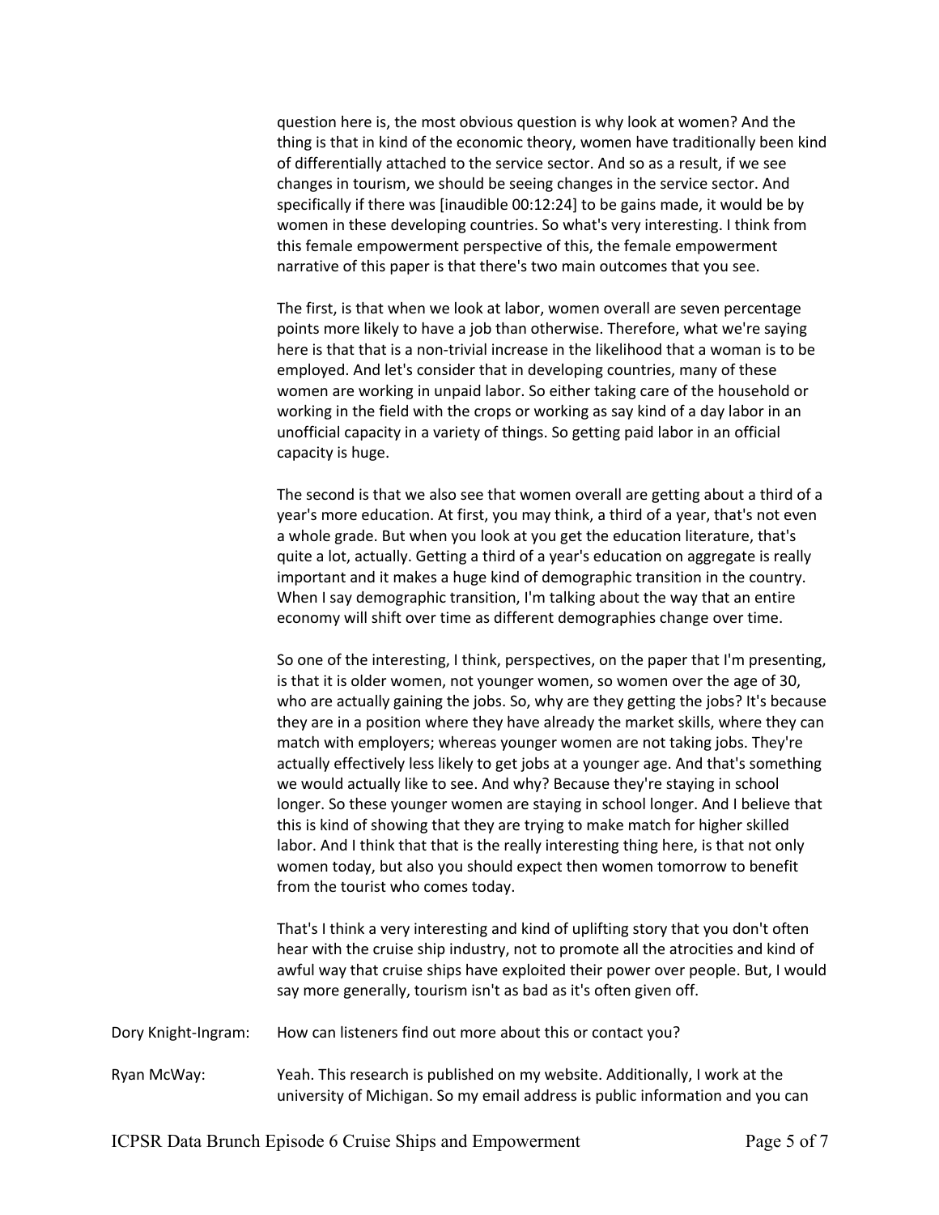question here is, the most obvious question is why look at women? And the thing is that in kind of the economic theory, women have traditionally been kind of differentially attached to the service sector. And so as a result, if we see changes in tourism, we should be seeing changes in the service sector. And specifically if there was [inaudible 00:12:24] to be gains made, it would be by women in these developing countries. So what's very interesting. I think from this female empowerment perspective of this, the female empowerment narrative of this paper is that there's two main outcomes that you see.

The first, is that when we look at labor, women overall are seven percentage points more likely to have a job than otherwise. Therefore, what we're saying here is that that is a non-trivial increase in the likelihood that a woman is to be employed. And let's consider that in developing countries, many of these women are working in unpaid labor. So either taking care of the household or working in the field with the crops or working as say kind of a day labor in an unofficial capacity in a variety of things. So getting paid labor in an official capacity is huge.

The second is that we also see that women overall are getting about a third of a year's more education. At first, you may think, a third of a year, that's not even a whole grade. But when you look at you get the education literature, that's quite a lot, actually. Getting a third of a year's education on aggregate is really important and it makes a huge kind of demographic transition in the country. When I say demographic transition, I'm talking about the way that an entire economy will shift over time as different demographies change over time.

So one of the interesting, I think, perspectives, on the paper that I'm presenting, is that it is older women, not younger women, so women over the age of 30, who are actually gaining the jobs. So, why are they getting the jobs? It's because they are in a position where they have already the market skills, where they can match with employers; whereas younger women are not taking jobs. They're actually effectively less likely to get jobs at a younger age. And that's something we would actually like to see. And why? Because they're staying in school longer. So these younger women are staying in school longer. And I believe that this is kind of showing that they are trying to make match for higher skilled labor. And I think that that is the really interesting thing here, is that not only women today, but also you should expect then women tomorrow to benefit from the tourist who comes today.

That's I think a very interesting and kind of uplifting story that you don't often hear with the cruise ship industry, not to promote all the atrocities and kind of awful way that cruise ships have exploited their power over people. But, I would say more generally, tourism isn't as bad as it's often given off.

**Dory Knight-Ingram:** How can listeners find out more about this or contact you?

**Ryan McWay:** Yeah. This research is published on my website. Additionally, I work at the university of Michigan. So my email address is public information and you can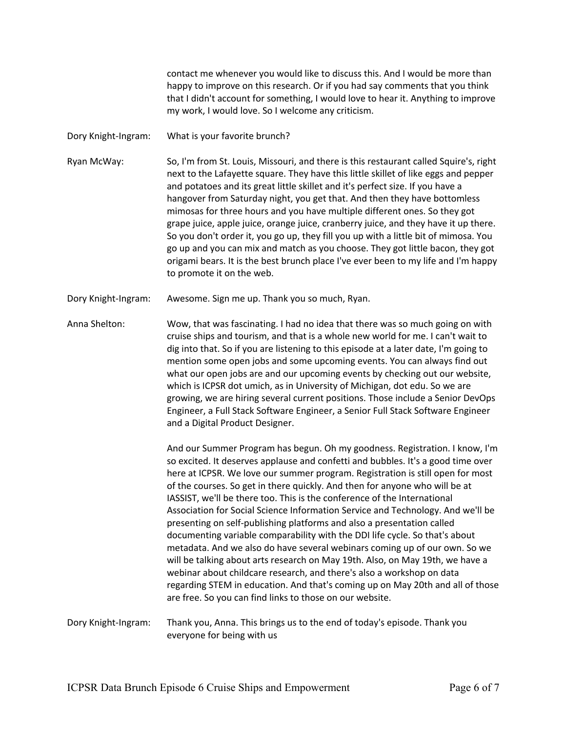contact me whenever you would like to discuss this. And I would be more than happy to improve on this research. Or if you had say comments that you think that I didn't account for something, I would love to hear it. Anything to improve my work, I would love. So I welcome any criticism.

Dory Knight-Ingram: What is your favorite brunch?

Ryan McWay: So, I'm from St. Louis, Missouri, and there is this restaurant called Squire's, right next to the Lafayette square. They have this little skillet of like eggs and pepper and potatoes and its great little skillet and it's perfect size. If you have a hangover from Saturday night, you get that. And then they have bottomless mimosas for three hours and you have multiple different ones. So they got grape juice, apple juice, orange juice, cranberry juice, and they have it up there. So you don't order it, you go up, they fill you up with a little bit of mimosa. You go up and you can mix and match as you choose. They got little bacon, they got origami bears. It is the best brunch place I've ever been to my life and I'm happy to promote it on the web.

Dory Knight-Ingram: Awesome. Sign me up. Thank you so much, Ryan.

Anna Shelton: Wow, that was fascinating. I had no idea that there was so much going on with cruise ships and tourism, and that is a whole new world for me. I can't wait to dig into that. So if you are listening to this episode at a later date, I'm going to mention some open jobs and some upcoming events. You can always find out what our open jobs are and our upcoming events by checking out our website, which is ICPSR dot umich, as in University of Michigan, dot edu. So we are growing, we are hiring several current positions. Those include a Senior DevOps Engineer, a Full Stack Software Engineer, a Senior Full Stack Software Engineer and a Digital Product Designer.

And our Summer Program has begun. Oh my goodness. Registration. I know, I'm so excited. It deserves applause and confetti and bubbles. It's a good time over here at ICPSR. We love our summer program. Registration is still open for most of the courses. So get in there quickly. And then for anyone who will be at IASSIST, we'll be there too. This is the conference of the International Association for Social Science Information Service and Technology. And we'll be presenting on self-publishing platforms and also a presentation called documenting variable comparability with the DDI life cycle. So that's about metadata. And we also do have several webinars coming up of our own. So we will be talking about arts research on May 19th. Also, on May 19th, we have a webinar about childcare research, and there's also a workshop on data regarding STEM in education. And that's coming up on May 20th and all of those are free. So you can find links to those on our website.

Dory Knight-Ingram: Thank you, Anna. This brings us to the end of today's episode. Thank you everyone for being with us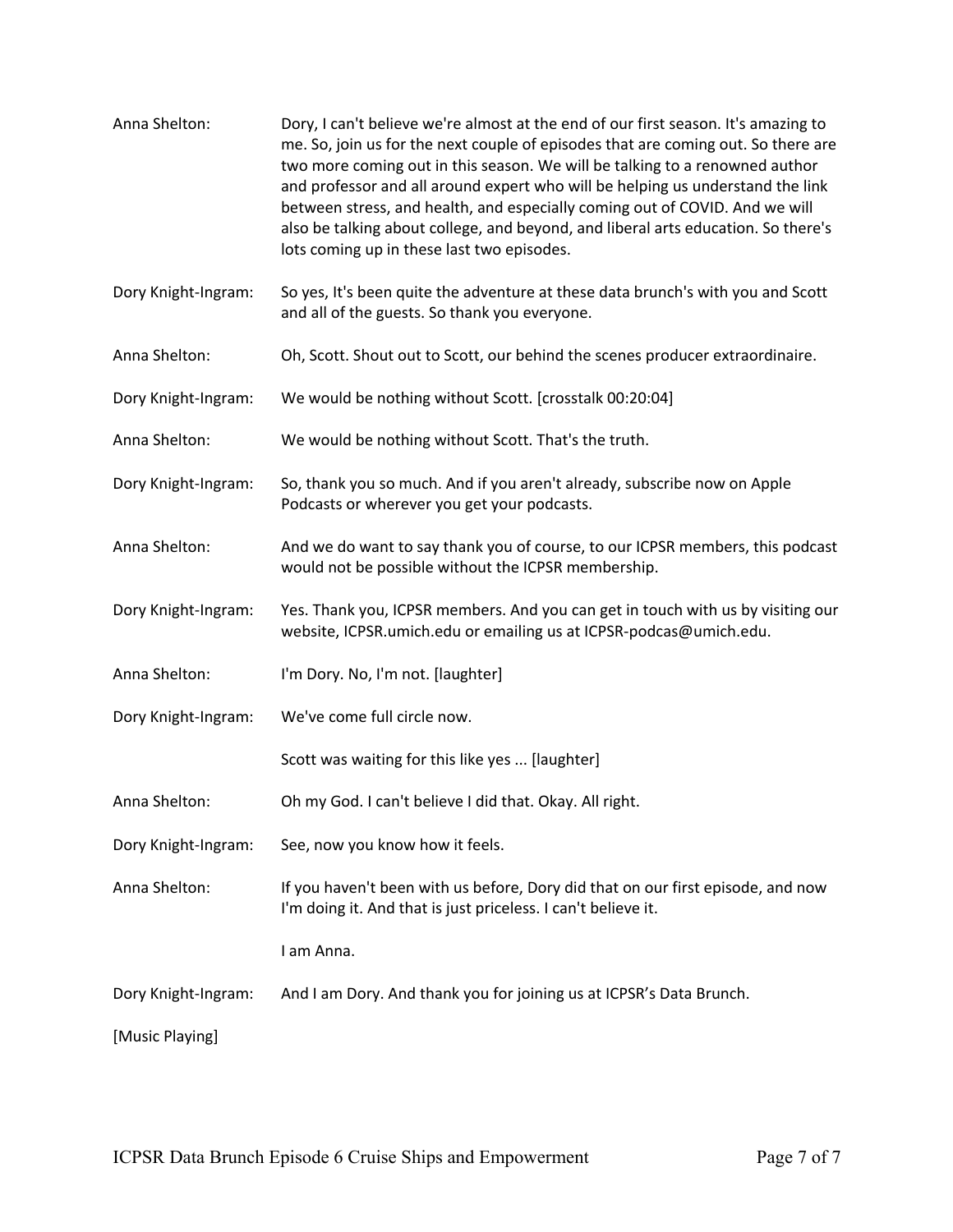Anna Shelton: Dory, I can't believe we're almost at the end of our first season. It's amazing to me. So, join us for the next couple of episodes that are coming out. So there are two more coming out in this season. We will be talking to a renowned author and professor and all around expert who will be helping us understand the link between stress, and health, and especially coming out of COVID. And we will also be talking about college, and beyond, and liberal arts education. So there's lots coming up in these last two episodes.

Dory Knight-Ingram: So yes, It's been quite the adventure at these data brunch's with you and Scott and all of the guests. So thank you everyone.

Anna Shelton: Oh, Scott. Shout out to Scott, our behind the scenes producer extraordinaire.

Dory Knight-Ingram: We would be nothing without Scott. [crosstalk 00:20:04]

Anna Shelton: We would be nothing without Scott. That's the truth.

Dory Knight-Ingram: So, thank you so much. And if you aren't already, subscribe now on Apple Podcasts or wherever you get your podcasts.

Anna Shelton: And we do want to say thank you of course, to our ICPSR members, this podcast would not be possible without the ICPSR membership.

Dory Knight-Ingram: Yes. Thank you, ICPSR members. And you can get in touch with us by visiting our website, ICPSR.umich.edu or emailing us at ICPSR-podcas@umich.edu.

Anna Shelton: I'm Dory. No, I'm not. [laughter]

Dory Knight-Ingram: We've come full circle now.

Scott was waiting for this like yes ... [laughter]

Anna Shelton: Oh my God. I can't believe I did that. Okay. All right.

Dory Knight-Ingram: See, now you know how it feels.

Anna Shelton: If you haven't been with us before, Dory did that on our first episode, and now I'm doing it. And that is just priceless. I can't believe it.

I am Anna.

Dory Knight-Ingram: And I am Dory. And thank you for joining us at ICPSR's Data Brunch.

[Music Playing]